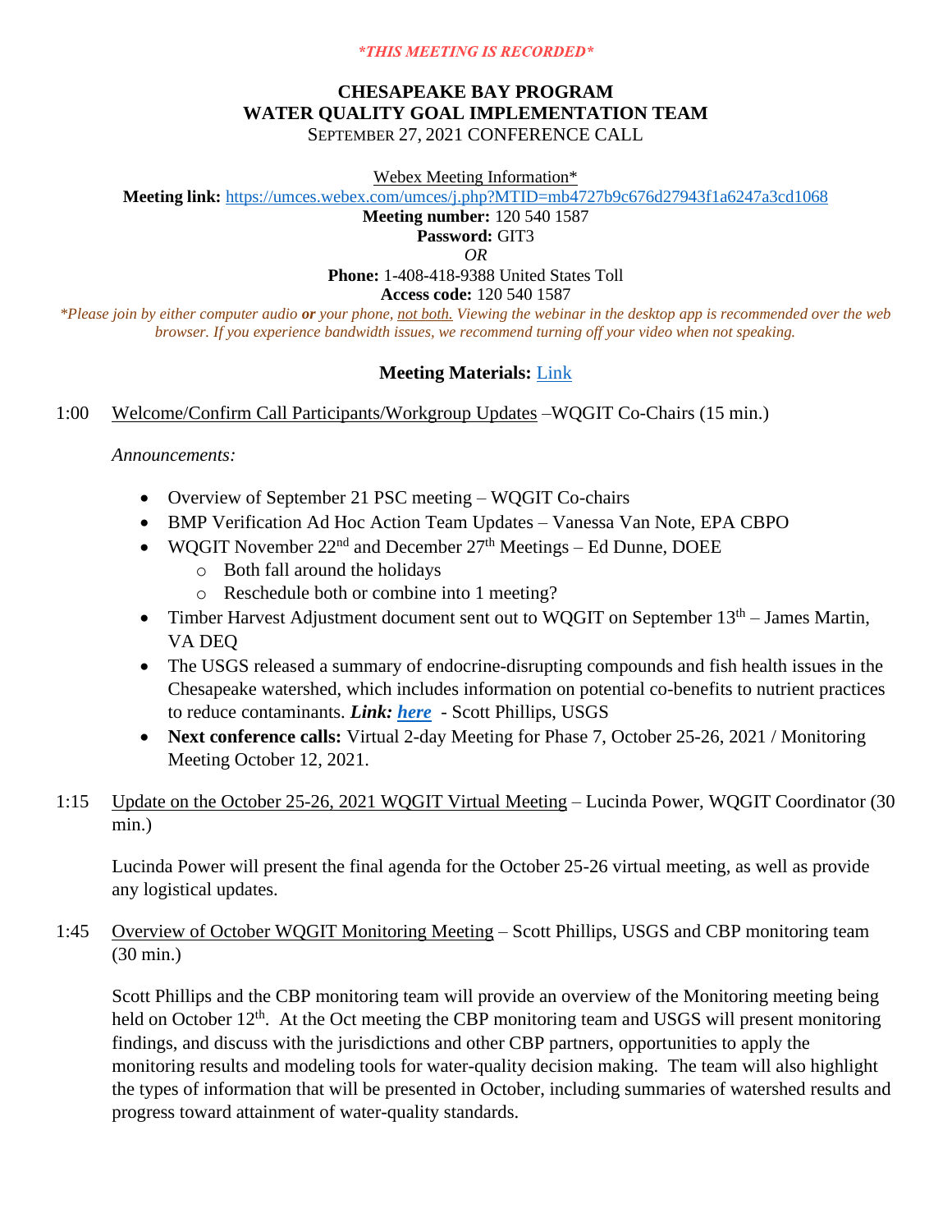*\*THIS MEETING IS RECORDED\**

# CHESAPEAKE BAY PROGRAM
# WATER QUALITY GOAL IMPLEMENTATION TEAM
## SEPTEMBER 27, 2021 CONFERENCE CALL

Webex Meeting Information*

**Meeting link:** https://umces.webex.com/umces/j.php?MTID=mb4727b9c676d27943f1a6247a3cd1068

**Meeting number:** 120 540 1587

**Password:** GIT3

*OR*

**Phone:** 1-408-418-9388 United States Toll

**Access code:** 120 540 1587

*\*Please join by either computer audio **or** your phone, not both. Viewing the webinar in the desktop app is recommended over the web browser. If you experience bandwidth issues, we recommend turning off your video when not speaking.*

**Meeting Materials:** Link

1:00 Welcome/Confirm Call Participants/Workgroup Updates –WQGIT Co-Chairs (15 min.)

*Announcements:*

- Overview of September 21 PSC meeting – WQGIT Co-chairs
- BMP Verification Ad Hoc Action Team Updates – Vanessa Van Note, EPA CBPO
- WQGIT November 22nd and December 27th Meetings – Ed Dunne, DOEE
  - Both fall around the holidays
  - Reschedule both or combine into 1 meeting?
- Timber Harvest Adjustment document sent out to WQGIT on September 13th – James Martin, VA DEQ
- The USGS released a summary of endocrine-disrupting compounds and fish health issues in the Chesapeake watershed, which includes information on potential co-benefits to nutrient practices to reduce contaminants. ***Link: here*** - Scott Phillips, USGS
- **Next conference calls:** Virtual 2-day Meeting for Phase 7, October 25-26, 2021 / Monitoring Meeting October 12, 2021.

1:15 Update on the October 25-26, 2021 WQGIT Virtual Meeting – Lucinda Power, WQGIT Coordinator (30 min.)

Lucinda Power will present the final agenda for the October 25-26 virtual meeting, as well as provide any logistical updates.

1:45 Overview of October WQGIT Monitoring Meeting – Scott Phillips, USGS and CBP monitoring team (30 min.)

Scott Phillips and the CBP monitoring team will provide an overview of the Monitoring meeting being held on October 12th. At the Oct meeting the CBP monitoring team and USGS will present monitoring findings, and discuss with the jurisdictions and other CBP partners, opportunities to apply the monitoring results and modeling tools for water-quality decision making. The team will also highlight the types of information that will be presented in October, including summaries of watershed results and progress toward attainment of water-quality standards.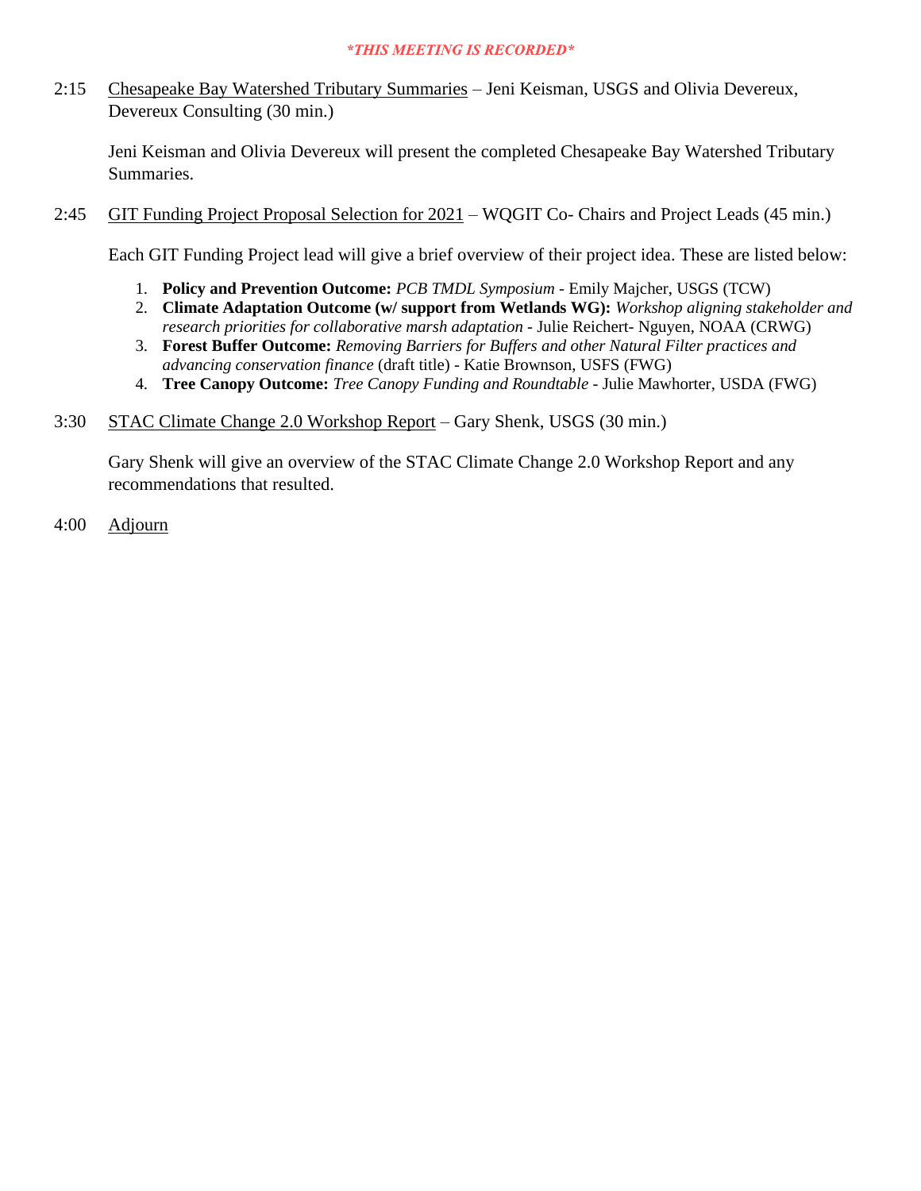***THIS MEETING IS RECORDED***

2:15 Chesapeake Bay Watershed Tributary Summaries – Jeni Keisman, USGS and Olivia Devereux, Devereux Consulting (30 min.)

Jeni Keisman and Olivia Devereux will present the completed Chesapeake Bay Watershed Tributary Summaries.

2:45 GIT Funding Project Proposal Selection for 2021 – WQGIT Co- Chairs and Project Leads (45 min.)

Each GIT Funding Project lead will give a brief overview of their project idea. These are listed below:

1. **Policy and Prevention Outcome:** *PCB TMDL Symposium* - Emily Majcher, USGS (TCW)
2. **Climate Adaptation Outcome (w/ support from Wetlands WG):** *Workshop aligning stakeholder and research priorities for collaborative marsh adaptation* - Julie Reichert- Nguyen, NOAA (CRWG)
3. **Forest Buffer Outcome:** *Removing Barriers for Buffers and other Natural Filter practices and advancing conservation finance* (draft title) - Katie Brownson, USFS (FWG)
4. **Tree Canopy Outcome:** *Tree Canopy Funding and Roundtable* - Julie Mawhorter, USDA (FWG)

3:30 STAC Climate Change 2.0 Workshop Report – Gary Shenk, USGS (30 min.)

Gary Shenk will give an overview of the STAC Climate Change 2.0 Workshop Report and any recommendations that resulted.

4:00 Adjourn